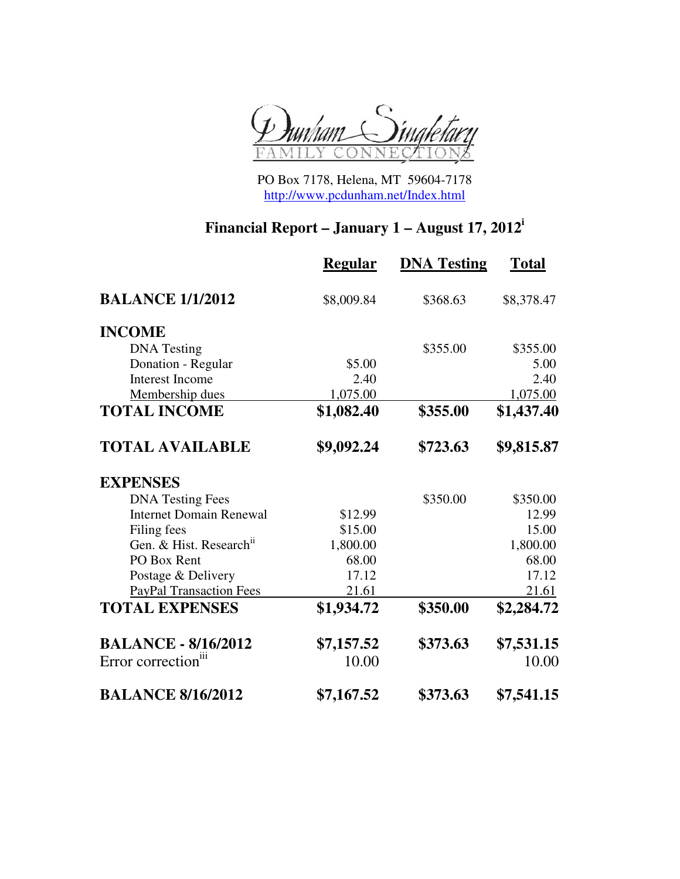# Dunham Singletary Family Connections

PO Box 7178, Helena, MT 59604-7178
http://www.pcdunham.net/Index.html

## Financial Report – January 1 – August 17, 2012[i]

| | Regular | DNA Testing | Total |
|---|---|---|---|
| **BALANCE 1/1/2012** | $8,009.84 | $368.63 | $8,378.47 |
| **INCOME** | | | |
| DNA Testing | | $355.00 | $355.00 |
| Donation - Regular | $5.00 | | 5.00 |
| Interest Income | 2.40 | | 2.40 |
| Membership dues | 1,075.00 | | 1,075.00 |
| **TOTAL INCOME** | **$1,082.40** | **$355.00** | **$1,437.40** |
| **TOTAL AVAILABLE** | **$9,092.24** | **$723.63** | **$9,815.87** |
| **EXPENSES** | | | |
| DNA Testing Fees | | $350.00 | $350.00 |
| Internet Domain Renewal | $12.99 | | 12.99 |
| Filing fees | $15.00 | | 15.00 |
| Gen. & Hist. Research[ii] | 1,800.00 | | 1,800.00 |
| PO Box Rent | 68.00 | | 68.00 |
| Postage & Delivery | 17.12 | | 17.12 |
| PayPal Transaction Fees | 21.61 | | 21.61 |
| **TOTAL EXPENSES** | **$1,934.72** | **$350.00** | **$2,284.72** |
| **BALANCE - 8/16/2012** | **$7,157.52** | **$373.63** | **$7,531.15** |
| Error correction[iii] | 10.00 | | 10.00 |
| **BALANCE 8/16/2012** | **$7,167.52** | **$373.63** | **$7,541.15** |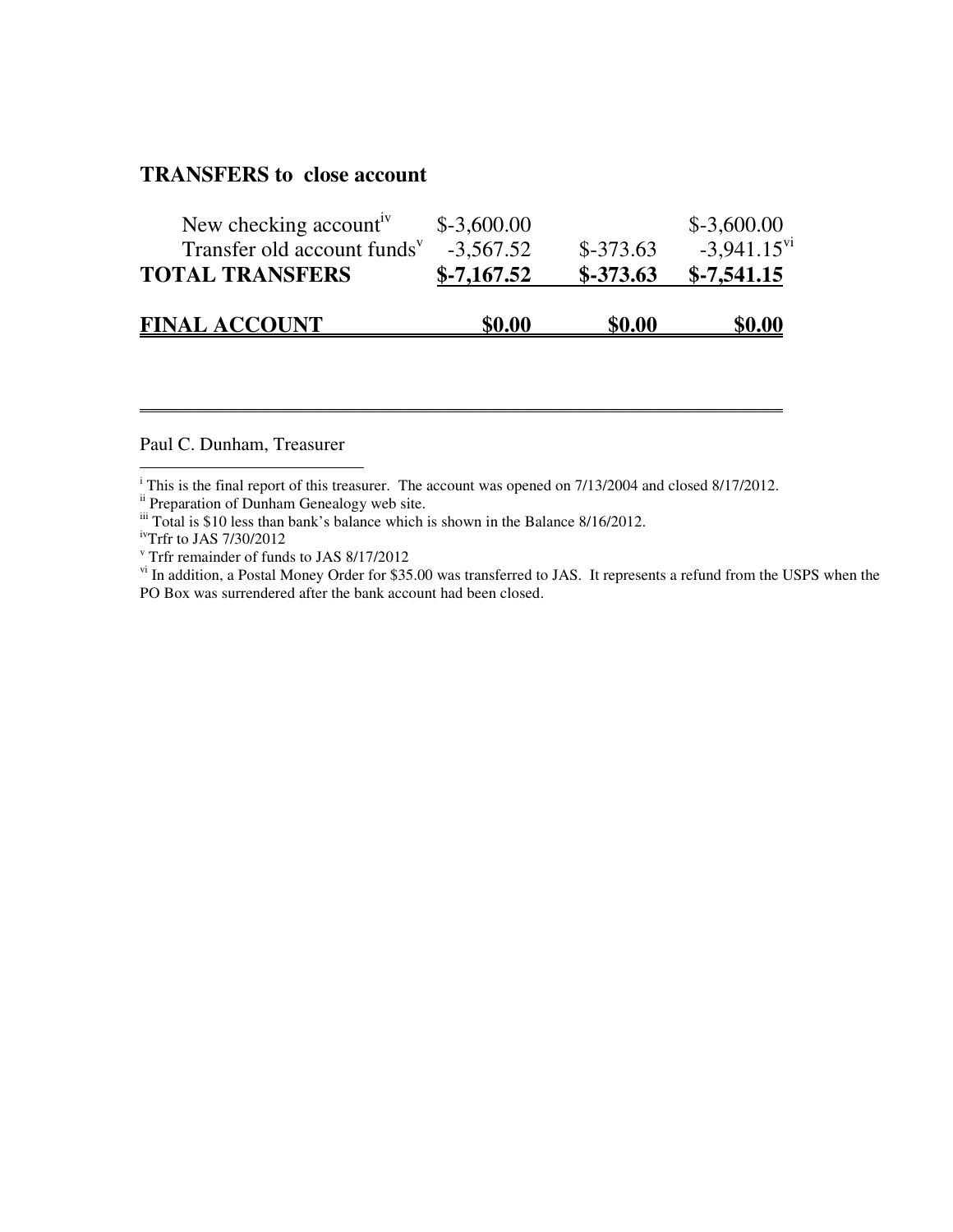### TRANSFERS to close account

| | | | |
|---|---|---|---|
| New checking account[iv] | $-3,600.00 | | $-3,600.00 |
| Transfer old account funds[v] | -3,567.52 | $-373.63 | -3,941.15[vi] |
| **TOTAL TRANSFERS** | **$-7,167.52** | **$-373.63** | **$-7,541.15** |
| **FINAL ACCOUNT** | **$0.00** | **$0.00** | **$0.00** |

Paul C. Dunham, Treasurer

---

[i] This is the final report of this treasurer. The account was opened on 7/13/2004 and closed 8/17/2012.

[ii] Preparation of Dunham Genealogy web site.

[iii] Total is $10 less than bank's balance which is shown in the Balance 8/16/2012.

[iv] Trfr to JAS 7/30/2012

[v] Trfr remainder of funds to JAS 8/17/2012

[vi] In addition, a Postal Money Order for $35.00 was transferred to JAS. It represents a refund from the USPS when the PO Box was surrendered after the bank account had been closed.